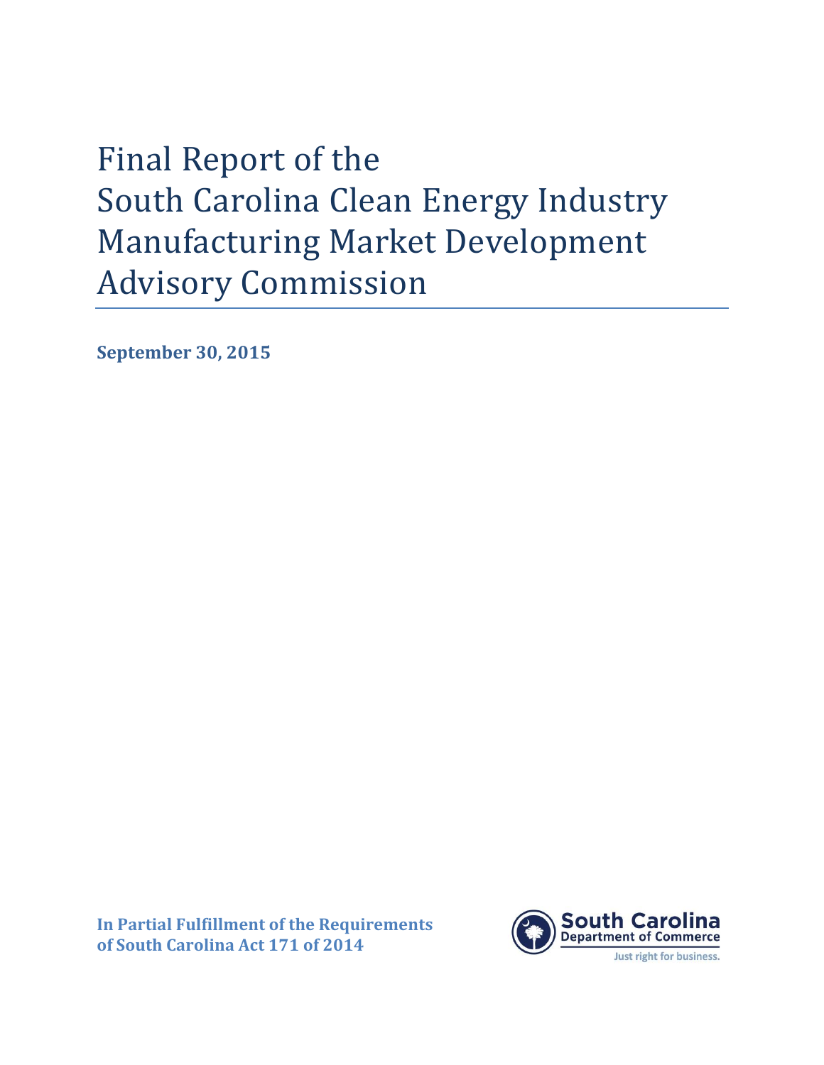# Final Report of the South Carolina Clean Energy Industry Manufacturing Market Development Advisory Commission

**September 30, 2015**

**In Partial Fulfillment of the Requirements of South Carolina Act 171 of 2014**

South Carolina
Department of Commerce
Just right for business.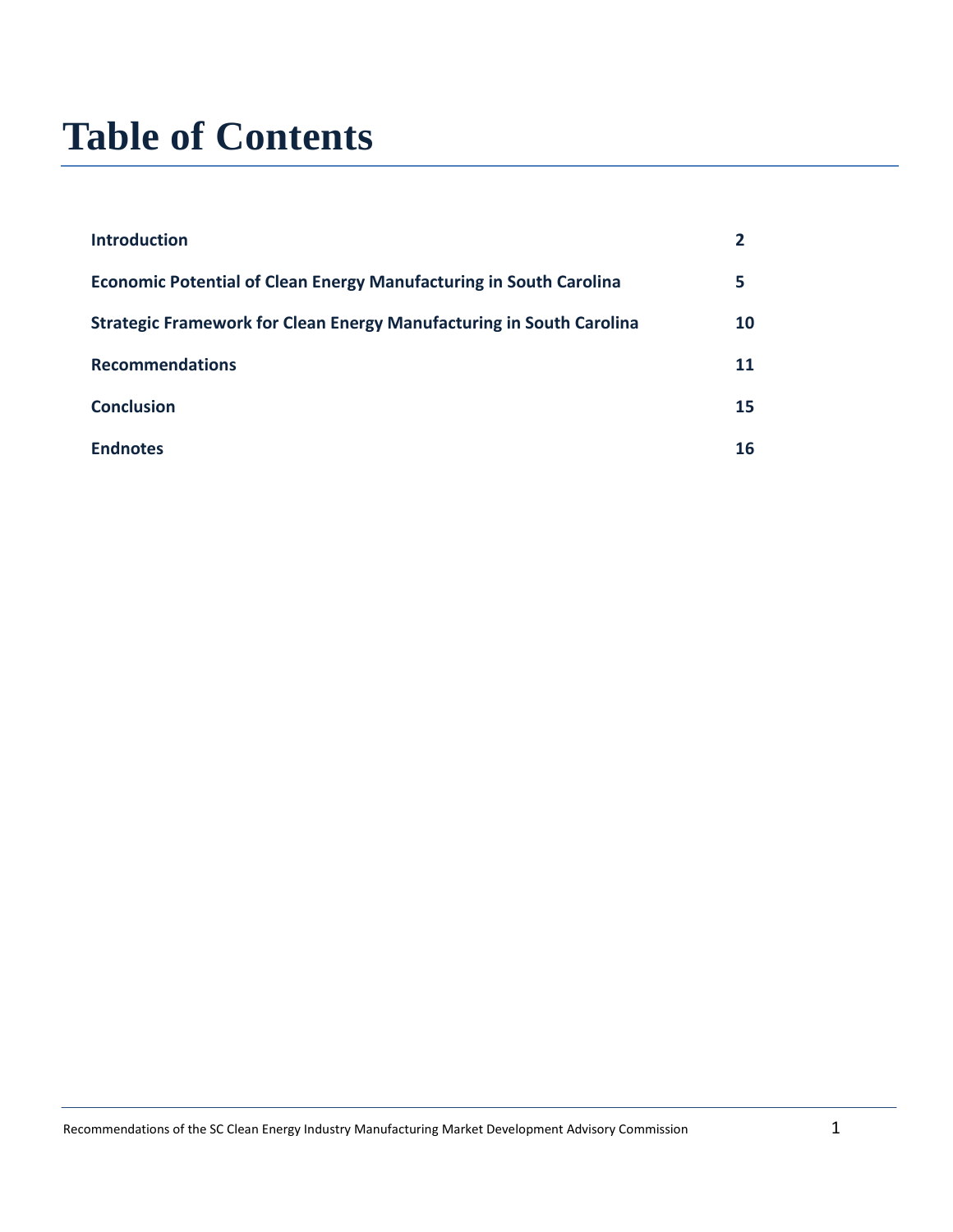# Table of Contents

| | |
|---|---|
| **Introduction** | **2** |
| **Economic Potential of Clean Energy Manufacturing in South Carolina** | **5** |
| **Strategic Framework for Clean Energy Manufacturing in South Carolina** | **10** |
| **Recommendations** | **11** |
| **Conclusion** | **15** |
| **Endnotes** | **16** |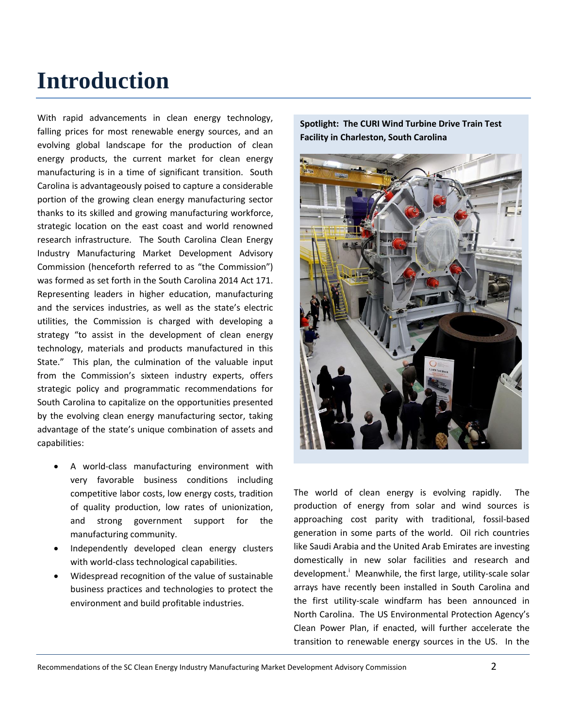# Introduction

With rapid advancements in clean energy technology, falling prices for most renewable energy sources, and an evolving global landscape for the production of clean energy products, the current market for clean energy manufacturing is in a time of significant transition. South Carolina is advantageously poised to capture a considerable portion of the growing clean energy manufacturing sector thanks to its skilled and growing manufacturing workforce, strategic location on the east coast and world renowned research infrastructure. The South Carolina Clean Energy Industry Manufacturing Market Development Advisory Commission (henceforth referred to as "the Commission") was formed as set forth in the South Carolina 2014 Act 171. Representing leaders in higher education, manufacturing and the services industries, as well as the state's electric utilities, the Commission is charged with developing a strategy "to assist in the development of clean energy technology, materials and products manufactured in this State." This plan, the culmination of the valuable input from the Commission's sixteen industry experts, offers strategic policy and programmatic recommendations for South Carolina to capitalize on the opportunities presented by the evolving clean energy manufacturing sector, taking advantage of the state's unique combination of assets and capabilities:

- A world-class manufacturing environment with very favorable business conditions including competitive labor costs, low energy costs, tradition of quality production, low rates of unionization, and strong government support for the manufacturing community.
- Independently developed clean energy clusters with world-class technological capabilities.
- Widespread recognition of the value of sustainable business practices and technologies to protect the environment and build profitable industries.

**Spotlight: The CURI Wind Turbine Drive Train Test Facility in Charleston, South Carolina**

The world of clean energy is evolving rapidly. The production of energy from solar and wind sources is approaching cost parity with traditional, fossil-based generation in some parts of the world. Oil rich countries like Saudi Arabia and the United Arab Emirates are investing domestically in new solar facilities and research and development.[i] Meanwhile, the first large, utility-scale solar arrays have recently been installed in South Carolina and the first utility-scale windfarm has been announced in North Carolina. The US Environmental Protection Agency's Clean Power Plan, if enacted, will further accelerate the transition to renewable energy sources in the US. In the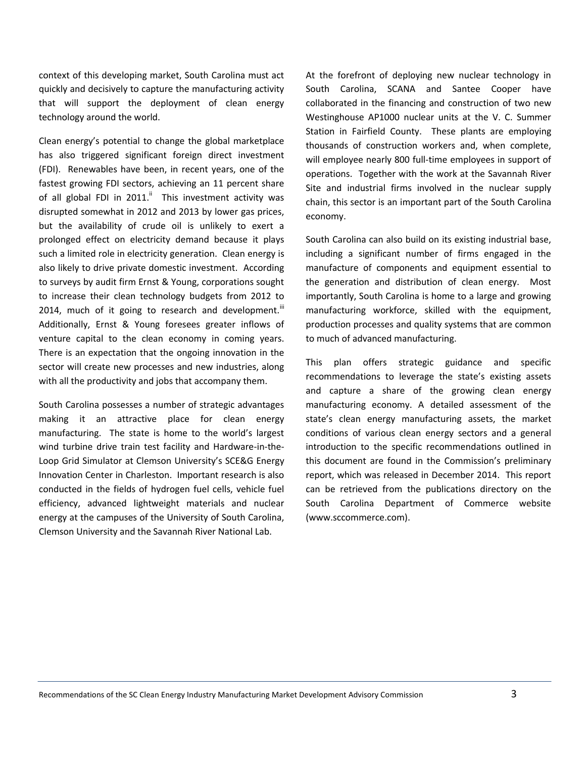context of this developing market, South Carolina must act quickly and decisively to capture the manufacturing activity that will support the deployment of clean energy technology around the world.

Clean energy's potential to change the global marketplace has also triggered significant foreign direct investment (FDI). Renewables have been, in recent years, one of the fastest growing FDI sectors, achieving an 11 percent share of all global FDI in 2011.[ii] This investment activity was disrupted somewhat in 2012 and 2013 by lower gas prices, but the availability of crude oil is unlikely to exert a prolonged effect on electricity demand because it plays such a limited role in electricity generation. Clean energy is also likely to drive private domestic investment. According to surveys by audit firm Ernst & Young, corporations sought to increase their clean technology budgets from 2012 to 2014, much of it going to research and development.[iii] Additionally, Ernst & Young foresees greater inflows of venture capital to the clean economy in coming years. There is an expectation that the ongoing innovation in the sector will create new processes and new industries, along with all the productivity and jobs that accompany them.

South Carolina possesses a number of strategic advantages making it an attractive place for clean energy manufacturing. The state is home to the world's largest wind turbine drive train test facility and Hardware-in-the-Loop Grid Simulator at Clemson University's SCE&G Energy Innovation Center in Charleston. Important research is also conducted in the fields of hydrogen fuel cells, vehicle fuel efficiency, advanced lightweight materials and nuclear energy at the campuses of the University of South Carolina, Clemson University and the Savannah River National Lab.

At the forefront of deploying new nuclear technology in South Carolina, SCANA and Santee Cooper have collaborated in the financing and construction of two new Westinghouse AP1000 nuclear units at the V. C. Summer Station in Fairfield County. These plants are employing thousands of construction workers and, when complete, will employee nearly 800 full-time employees in support of operations. Together with the work at the Savannah River Site and industrial firms involved in the nuclear supply chain, this sector is an important part of the South Carolina economy.

South Carolina can also build on its existing industrial base, including a significant number of firms engaged in the manufacture of components and equipment essential to the generation and distribution of clean energy. Most importantly, South Carolina is home to a large and growing manufacturing workforce, skilled with the equipment, production processes and quality systems that are common to much of advanced manufacturing.

This plan offers strategic guidance and specific recommendations to leverage the state's existing assets and capture a share of the growing clean energy manufacturing economy. A detailed assessment of the state's clean energy manufacturing assets, the market conditions of various clean energy sectors and a general introduction to the specific recommendations outlined in this document are found in the Commission's preliminary report, which was released in December 2014. This report can be retrieved from the publications directory on the South Carolina Department of Commerce website (www.sccommerce.com).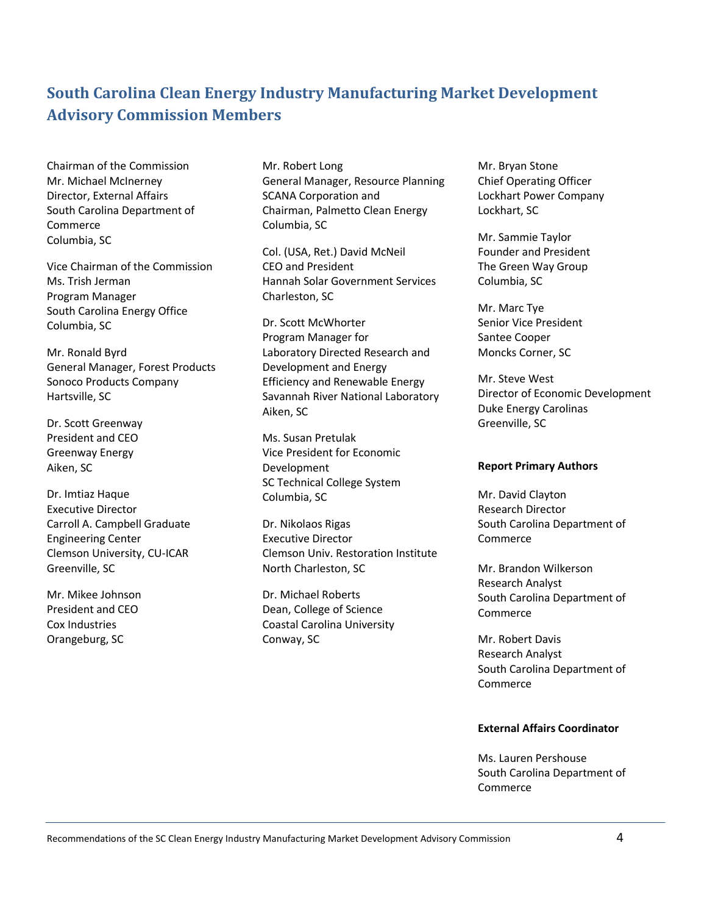## South Carolina Clean Energy Industry Manufacturing Market Development Advisory Commission Members

Chairman of the Commission
Mr. Michael McInerney
Director, External Affairs
South Carolina Department of Commerce
Columbia, SC

Vice Chairman of the Commission
Ms. Trish Jerman
Program Manager
South Carolina Energy Office
Columbia, SC

Mr. Ronald Byrd
General Manager, Forest Products
Sonoco Products Company
Hartsville, SC

Dr. Scott Greenway
President and CEO
Greenway Energy
Aiken, SC

Dr. Imtiaz Haque
Executive Director
Carroll A. Campbell Graduate Engineering Center
Clemson University, CU-ICAR
Greenville, SC

Mr. Mikee Johnson
President and CEO
Cox Industries
Orangeburg, SC

Mr. Robert Long
General Manager, Resource Planning
SCANA Corporation and
Chairman, Palmetto Clean Energy
Columbia, SC

Col. (USA, Ret.) David McNeil
CEO and President
Hannah Solar Government Services
Charleston, SC

Dr. Scott McWhorter
Program Manager for Laboratory Directed Research and Development and Energy Efficiency and Renewable Energy
Savannah River National Laboratory
Aiken, SC

Ms. Susan Pretulak
Vice President for Economic Development
SC Technical College System
Columbia, SC

Dr. Nikolaos Rigas
Executive Director
Clemson Univ. Restoration Institute
North Charleston, SC

Dr. Michael Roberts
Dean, College of Science
Coastal Carolina University
Conway, SC

Mr. Bryan Stone
Chief Operating Officer
Lockhart Power Company
Lockhart, SC

Mr. Sammie Taylor
Founder and President
The Green Way Group
Columbia, SC

Mr. Marc Tye
Senior Vice President
Santee Cooper
Moncks Corner, SC

Mr. Steve West
Director of Economic Development
Duke Energy Carolinas
Greenville, SC

**Report Primary Authors**

Mr. David Clayton
Research Director
South Carolina Department of Commerce

Mr. Brandon Wilkerson
Research Analyst
South Carolina Department of Commerce

Mr. Robert Davis
Research Analyst
South Carolina Department of Commerce

**External Affairs Coordinator**

Ms. Lauren Pershouse
South Carolina Department of Commerce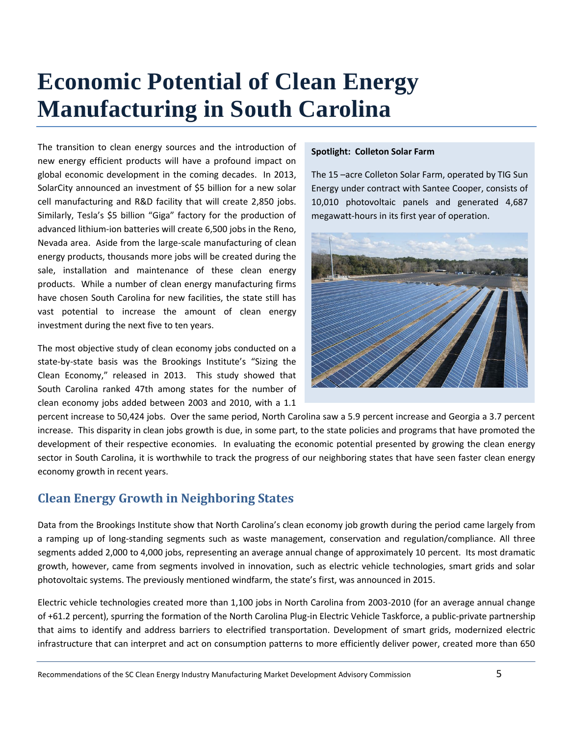# Economic Potential of Clean Energy Manufacturing in South Carolina

The transition to clean energy sources and the introduction of new energy efficient products will have a profound impact on global economic development in the coming decades. In 2013, SolarCity announced an investment of $5 billion for a new solar cell manufacturing and R&D facility that will create 2,850 jobs. Similarly, Tesla's $5 billion "Giga" factory for the production of advanced lithium-ion batteries will create 6,500 jobs in the Reno, Nevada area. Aside from the large-scale manufacturing of clean energy products, thousands more jobs will be created during the sale, installation and maintenance of these clean energy products. While a number of clean energy manufacturing firms have chosen South Carolina for new facilities, the state still has vast potential to increase the amount of clean energy investment during the next five to ten years.

**Spotlight: Colleton Solar Farm**

The 15 –acre Colleton Solar Farm, operated by TIG Sun Energy under contract with Santee Cooper, consists of 10,010 photovoltaic panels and generated 4,687 megawatt-hours in its first year of operation.

The most objective study of clean economy jobs conducted on a state-by-state basis was the Brookings Institute's "Sizing the Clean Economy," released in 2013. This study showed that South Carolina ranked 47th among states for the number of clean economy jobs added between 2003 and 2010, with a 1.1 percent increase to 50,424 jobs. Over the same period, North Carolina saw a 5.9 percent increase and Georgia a 3.7 percent increase. This disparity in clean jobs growth is due, in some part, to the state policies and programs that have promoted the development of their respective economies. In evaluating the economic potential presented by growing the clean energy sector in South Carolina, it is worthwhile to track the progress of our neighboring states that have seen faster clean energy economy growth in recent years.

## Clean Energy Growth in Neighboring States

Data from the Brookings Institute show that North Carolina's clean economy job growth during the period came largely from a ramping up of long-standing segments such as waste management, conservation and regulation/compliance. All three segments added 2,000 to 4,000 jobs, representing an average annual change of approximately 10 percent. Its most dramatic growth, however, came from segments involved in innovation, such as electric vehicle technologies, smart grids and solar photovoltaic systems. The previously mentioned windfarm, the state's first, was announced in 2015.

Electric vehicle technologies created more than 1,100 jobs in North Carolina from 2003-2010 (for an average annual change of +61.2 percent), spurring the formation of the North Carolina Plug-in Electric Vehicle Taskforce, a public-private partnership that aims to identify and address barriers to electrified transportation. Development of smart grids, modernized electric infrastructure that can interpret and act on consumption patterns to more efficiently deliver power, created more than 650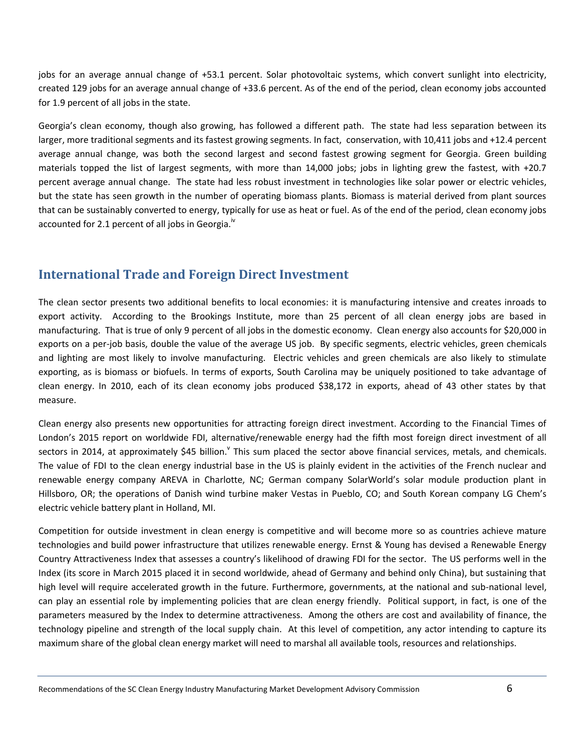jobs for an average annual change of +53.1 percent. Solar photovoltaic systems, which convert sunlight into electricity, created 129 jobs for an average annual change of +33.6 percent. As of the end of the period, clean economy jobs accounted for 1.9 percent of all jobs in the state.

Georgia's clean economy, though also growing, has followed a different path. The state had less separation between its larger, more traditional segments and its fastest growing segments. In fact, conservation, with 10,411 jobs and +12.4 percent average annual change, was both the second largest and second fastest growing segment for Georgia. Green building materials topped the list of largest segments, with more than 14,000 jobs; jobs in lighting grew the fastest, with +20.7 percent average annual change. The state had less robust investment in technologies like solar power or electric vehicles, but the state has seen growth in the number of operating biomass plants. Biomass is material derived from plant sources that can be sustainably converted to energy, typically for use as heat or fuel. As of the end of the period, clean economy jobs accounted for 2.1 percent of all jobs in Georgia.[iv]

## International Trade and Foreign Direct Investment

The clean sector presents two additional benefits to local economies: it is manufacturing intensive and creates inroads to export activity. According to the Brookings Institute, more than 25 percent of all clean energy jobs are based in manufacturing. That is true of only 9 percent of all jobs in the domestic economy. Clean energy also accounts for $20,000 in exports on a per-job basis, double the value of the average US job. By specific segments, electric vehicles, green chemicals and lighting are most likely to involve manufacturing. Electric vehicles and green chemicals are also likely to stimulate exporting, as is biomass or biofuels. In terms of exports, South Carolina may be uniquely positioned to take advantage of clean energy. In 2010, each of its clean economy jobs produced $38,172 in exports, ahead of 43 other states by that measure.

Clean energy also presents new opportunities for attracting foreign direct investment. According to the Financial Times of London's 2015 report on worldwide FDI, alternative/renewable energy had the fifth most foreign direct investment of all sectors in 2014, at approximately $45 billion.[v] This sum placed the sector above financial services, metals, and chemicals. The value of FDI to the clean energy industrial base in the US is plainly evident in the activities of the French nuclear and renewable energy company AREVA in Charlotte, NC; German company SolarWorld's solar module production plant in Hillsboro, OR; the operations of Danish wind turbine maker Vestas in Pueblo, CO; and South Korean company LG Chem's electric vehicle battery plant in Holland, MI.

Competition for outside investment in clean energy is competitive and will become more so as countries achieve mature technologies and build power infrastructure that utilizes renewable energy. Ernst & Young has devised a Renewable Energy Country Attractiveness Index that assesses a country's likelihood of drawing FDI for the sector. The US performs well in the Index (its score in March 2015 placed it in second worldwide, ahead of Germany and behind only China), but sustaining that high level will require accelerated growth in the future. Furthermore, governments, at the national and sub-national level, can play an essential role by implementing policies that are clean energy friendly. Political support, in fact, is one of the parameters measured by the Index to determine attractiveness. Among the others are cost and availability of finance, the technology pipeline and strength of the local supply chain. At this level of competition, any actor intending to capture its maximum share of the global clean energy market will need to marshal all available tools, resources and relationships.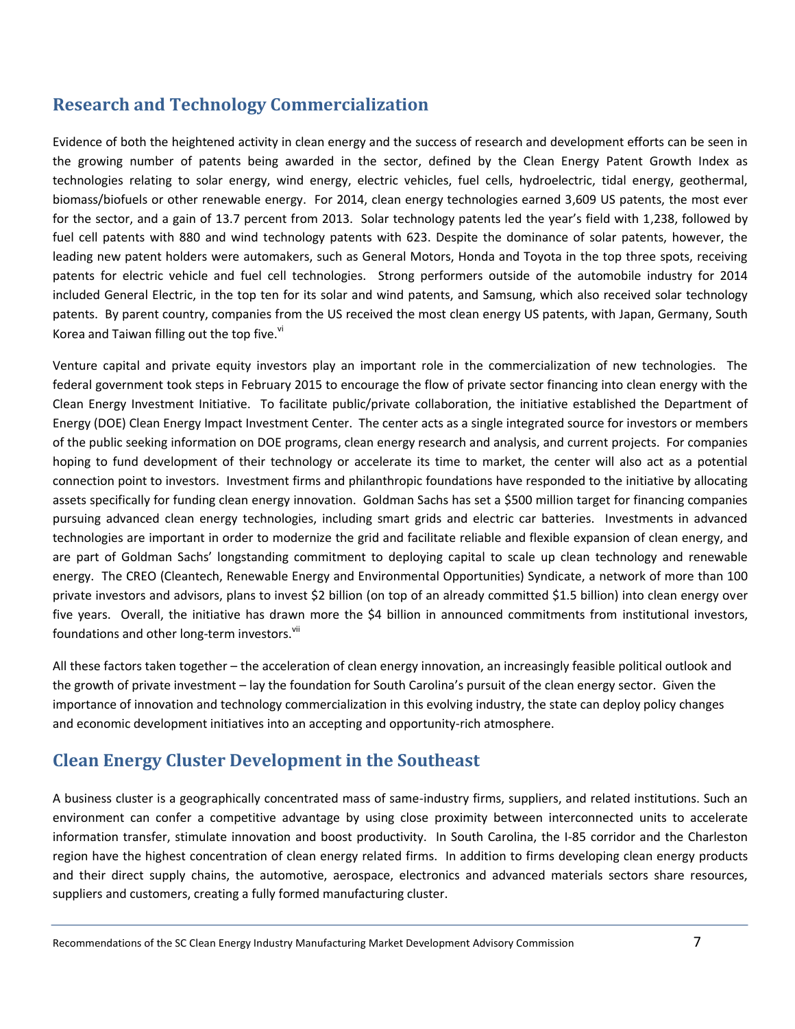## Research and Technology Commercialization

Evidence of both the heightened activity in clean energy and the success of research and development efforts can be seen in the growing number of patents being awarded in the sector, defined by the Clean Energy Patent Growth Index as technologies relating to solar energy, wind energy, electric vehicles, fuel cells, hydroelectric, tidal energy, geothermal, biomass/biofuels or other renewable energy. For 2014, clean energy technologies earned 3,609 US patents, the most ever for the sector, and a gain of 13.7 percent from 2013. Solar technology patents led the year's field with 1,238, followed by fuel cell patents with 880 and wind technology patents with 623. Despite the dominance of solar patents, however, the leading new patent holders were automakers, such as General Motors, Honda and Toyota in the top three spots, receiving patents for electric vehicle and fuel cell technologies. Strong performers outside of the automobile industry for 2014 included General Electric, in the top ten for its solar and wind patents, and Samsung, which also received solar technology patents. By parent country, companies from the US received the most clean energy US patents, with Japan, Germany, South Korea and Taiwan filling out the top five.[vi]

Venture capital and private equity investors play an important role in the commercialization of new technologies. The federal government took steps in February 2015 to encourage the flow of private sector financing into clean energy with the Clean Energy Investment Initiative. To facilitate public/private collaboration, the initiative established the Department of Energy (DOE) Clean Energy Impact Investment Center. The center acts as a single integrated source for investors or members of the public seeking information on DOE programs, clean energy research and analysis, and current projects. For companies hoping to fund development of their technology or accelerate its time to market, the center will also act as a potential connection point to investors. Investment firms and philanthropic foundations have responded to the initiative by allocating assets specifically for funding clean energy innovation. Goldman Sachs has set a $500 million target for financing companies pursuing advanced clean energy technologies, including smart grids and electric car batteries. Investments in advanced technologies are important in order to modernize the grid and facilitate reliable and flexible expansion of clean energy, and are part of Goldman Sachs' longstanding commitment to deploying capital to scale up clean technology and renewable energy. The CREO (Cleantech, Renewable Energy and Environmental Opportunities) Syndicate, a network of more than 100 private investors and advisors, plans to invest $2 billion (on top of an already committed $1.5 billion) into clean energy over five years. Overall, the initiative has drawn more the $4 billion in announced commitments from institutional investors, foundations and other long-term investors.[vii]

All these factors taken together – the acceleration of clean energy innovation, an increasingly feasible political outlook and the growth of private investment – lay the foundation for South Carolina's pursuit of the clean energy sector. Given the importance of innovation and technology commercialization in this evolving industry, the state can deploy policy changes and economic development initiatives into an accepting and opportunity-rich atmosphere.

## Clean Energy Cluster Development in the Southeast

A business cluster is a geographically concentrated mass of same-industry firms, suppliers, and related institutions. Such an environment can confer a competitive advantage by using close proximity between interconnected units to accelerate information transfer, stimulate innovation and boost productivity. In South Carolina, the I-85 corridor and the Charleston region have the highest concentration of clean energy related firms. In addition to firms developing clean energy products and their direct supply chains, the automotive, aerospace, electronics and advanced materials sectors share resources, suppliers and customers, creating a fully formed manufacturing cluster.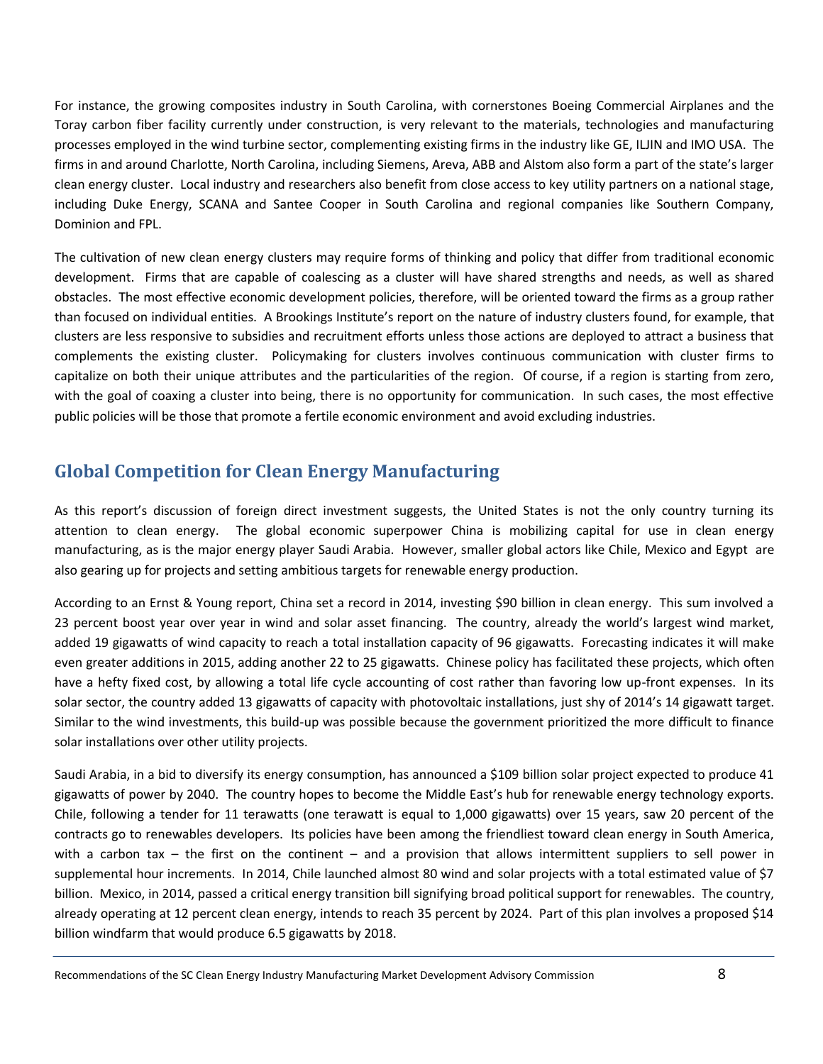For instance, the growing composites industry in South Carolina, with cornerstones Boeing Commercial Airplanes and the Toray carbon fiber facility currently under construction, is very relevant to the materials, technologies and manufacturing processes employed in the wind turbine sector, complementing existing firms in the industry like GE, ILJIN and IMO USA. The firms in and around Charlotte, North Carolina, including Siemens, Areva, ABB and Alstom also form a part of the state's larger clean energy cluster. Local industry and researchers also benefit from close access to key utility partners on a national stage, including Duke Energy, SCANA and Santee Cooper in South Carolina and regional companies like Southern Company, Dominion and FPL.

The cultivation of new clean energy clusters may require forms of thinking and policy that differ from traditional economic development. Firms that are capable of coalescing as a cluster will have shared strengths and needs, as well as shared obstacles. The most effective economic development policies, therefore, will be oriented toward the firms as a group rather than focused on individual entities. A Brookings Institute's report on the nature of industry clusters found, for example, that clusters are less responsive to subsidies and recruitment efforts unless those actions are deployed to attract a business that complements the existing cluster. Policymaking for clusters involves continuous communication with cluster firms to capitalize on both their unique attributes and the particularities of the region. Of course, if a region is starting from zero, with the goal of coaxing a cluster into being, there is no opportunity for communication. In such cases, the most effective public policies will be those that promote a fertile economic environment and avoid excluding industries.

## Global Competition for Clean Energy Manufacturing

As this report's discussion of foreign direct investment suggests, the United States is not the only country turning its attention to clean energy. The global economic superpower China is mobilizing capital for use in clean energy manufacturing, as is the major energy player Saudi Arabia. However, smaller global actors like Chile, Mexico and Egypt are also gearing up for projects and setting ambitious targets for renewable energy production.

According to an Ernst & Young report, China set a record in 2014, investing $90 billion in clean energy. This sum involved a 23 percent boost year over year in wind and solar asset financing. The country, already the world's largest wind market, added 19 gigawatts of wind capacity to reach a total installation capacity of 96 gigawatts. Forecasting indicates it will make even greater additions in 2015, adding another 22 to 25 gigawatts. Chinese policy has facilitated these projects, which often have a hefty fixed cost, by allowing a total life cycle accounting of cost rather than favoring low up-front expenses. In its solar sector, the country added 13 gigawatts of capacity with photovoltaic installations, just shy of 2014's 14 gigawatt target. Similar to the wind investments, this build-up was possible because the government prioritized the more difficult to finance solar installations over other utility projects.

Saudi Arabia, in a bid to diversify its energy consumption, has announced a $109 billion solar project expected to produce 41 gigawatts of power by 2040. The country hopes to become the Middle East's hub for renewable energy technology exports. Chile, following a tender for 11 terawatts (one terawatt is equal to 1,000 gigawatts) over 15 years, saw 20 percent of the contracts go to renewables developers. Its policies have been among the friendliest toward clean energy in South America, with a carbon tax – the first on the continent – and a provision that allows intermittent suppliers to sell power in supplemental hour increments. In 2014, Chile launched almost 80 wind and solar projects with a total estimated value of $7 billion. Mexico, in 2014, passed a critical energy transition bill signifying broad political support for renewables. The country, already operating at 12 percent clean energy, intends to reach 35 percent by 2024. Part of this plan involves a proposed $14 billion windfarm that would produce 6.5 gigawatts by 2018.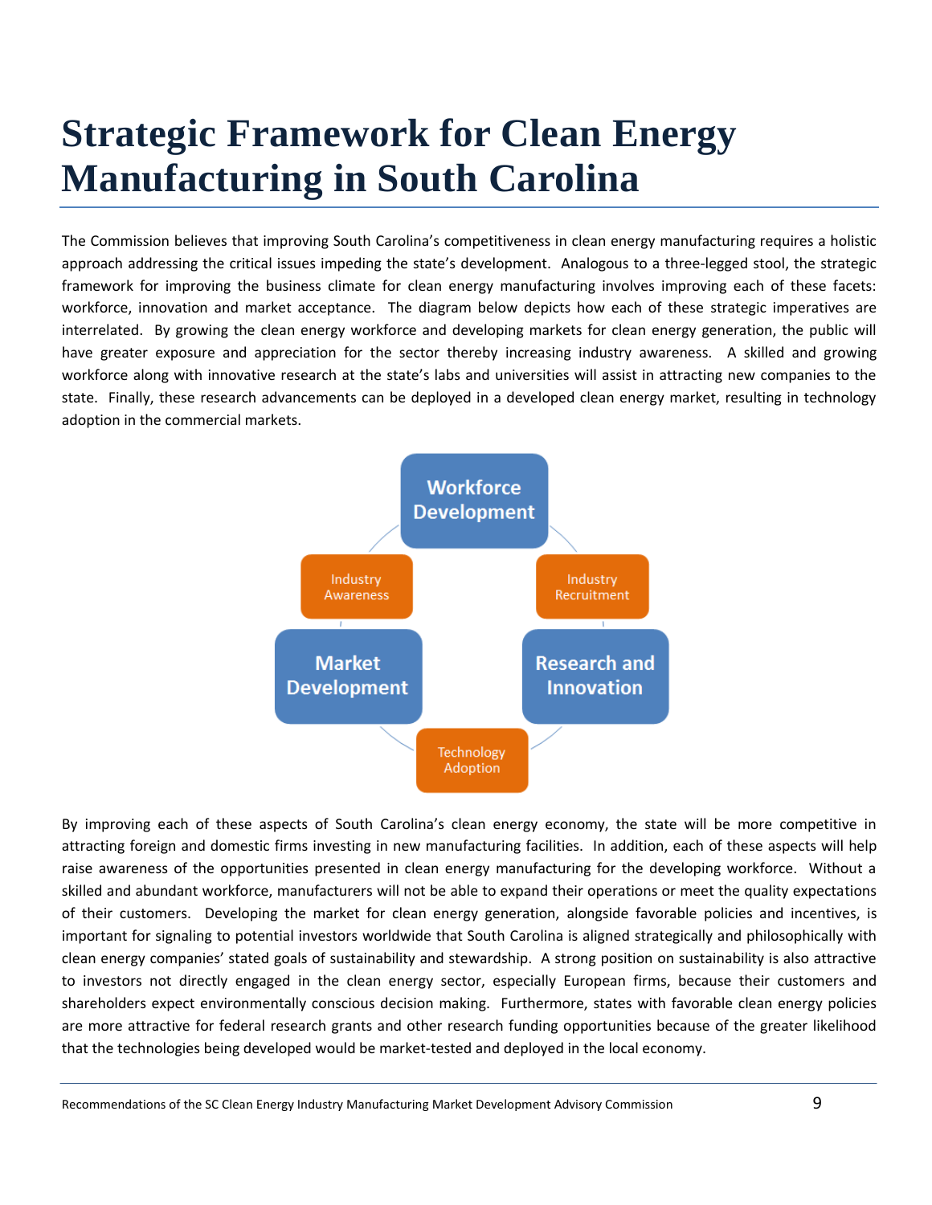# Strategic Framework for Clean Energy Manufacturing in South Carolina

The Commission believes that improving South Carolina's competitiveness in clean energy manufacturing requires a holistic approach addressing the critical issues impeding the state's development. Analogous to a three-legged stool, the strategic framework for improving the business climate for clean energy manufacturing involves improving each of these facets: workforce, innovation and market acceptance. The diagram below depicts how each of these strategic imperatives are interrelated. By growing the clean energy workforce and developing markets for clean energy generation, the public will have greater exposure and appreciation for the sector thereby increasing industry awareness. A skilled and growing workforce along with innovative research at the state's labs and universities will assist in attracting new companies to the state. Finally, these research advancements can be deployed in a developed clean energy market, resulting in technology adoption in the commercial markets.

Workforce Development

Industry Awareness

Industry Recruitment

Market Development

Research and Innovation

Technology Adoption

By improving each of these aspects of South Carolina's clean energy economy, the state will be more competitive in attracting foreign and domestic firms investing in new manufacturing facilities. In addition, each of these aspects will help raise awareness of the opportunities presented in clean energy manufacturing for the developing workforce. Without a skilled and abundant workforce, manufacturers will not be able to expand their operations or meet the quality expectations of their customers. Developing the market for clean energy generation, alongside favorable policies and incentives, is important for signaling to potential investors worldwide that South Carolina is aligned strategically and philosophically with clean energy companies' stated goals of sustainability and stewardship. A strong position on sustainability is also attractive to investors not directly engaged in the clean energy sector, especially European firms, because their customers and shareholders expect environmentally conscious decision making. Furthermore, states with favorable clean energy policies are more attractive for federal research grants and other research funding opportunities because of the greater likelihood that the technologies being developed would be market-tested and deployed in the local economy.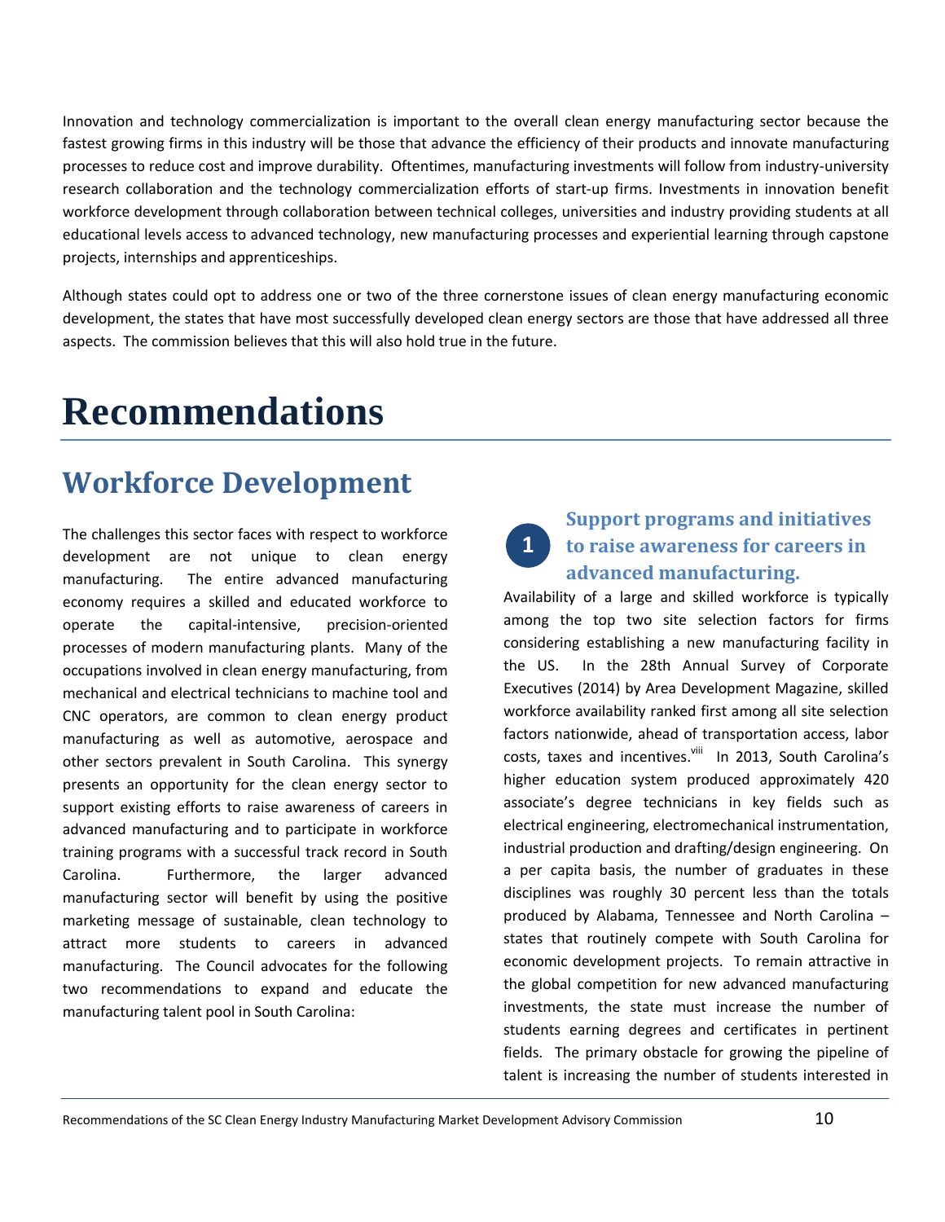Innovation and technology commercialization is important to the overall clean energy manufacturing sector because the fastest growing firms in this industry will be those that advance the efficiency of their products and innovate manufacturing processes to reduce cost and improve durability. Oftentimes, manufacturing investments will follow from industry-university research collaboration and the technology commercialization efforts of start-up firms. Investments in innovation benefit workforce development through collaboration between technical colleges, universities and industry providing students at all educational levels access to advanced technology, new manufacturing processes and experiential learning through capstone projects, internships and apprenticeships.

Although states could opt to address one or two of the three cornerstone issues of clean energy manufacturing economic development, the states that have most successfully developed clean energy sectors are those that have addressed all three aspects. The commission believes that this will also hold true in the future.

# Recommendations

## Workforce Development

The challenges this sector faces with respect to workforce development are not unique to clean energy manufacturing. The entire advanced manufacturing economy requires a skilled and educated workforce to operate the capital-intensive, precision-oriented processes of modern manufacturing plants. Many of the occupations involved in clean energy manufacturing, from mechanical and electrical technicians to machine tool and CNC operators, are common to clean energy product manufacturing as well as automotive, aerospace and other sectors prevalent in South Carolina. This synergy presents an opportunity for the clean energy sector to support existing efforts to raise awareness of careers in advanced manufacturing and to participate in workforce training programs with a successful track record in South Carolina. Furthermore, the larger advanced manufacturing sector will benefit by using the positive marketing message of sustainable, clean technology to attract more students to careers in advanced manufacturing. The Council advocates for the following two recommendations to expand and educate the manufacturing talent pool in South Carolina:

### 1 Support programs and initiatives to raise awareness for careers in advanced manufacturing.

Availability of a large and skilled workforce is typically among the top two site selection factors for firms considering establishing a new manufacturing facility in the US. In the 28th Annual Survey of Corporate Executives (2014) by Area Development Magazine, skilled workforce availability ranked first among all site selection factors nationwide, ahead of transportation access, labor costs, taxes and incentives.[viii] In 2013, South Carolina's higher education system produced approximately 420 associate's degree technicians in key fields such as electrical engineering, electromechanical instrumentation, industrial production and drafting/design engineering. On a per capita basis, the number of graduates in these disciplines was roughly 30 percent less than the totals produced by Alabama, Tennessee and North Carolina – states that routinely compete with South Carolina for economic development projects. To remain attractive in the global competition for new advanced manufacturing investments, the state must increase the number of students earning degrees and certificates in pertinent fields. The primary obstacle for growing the pipeline of talent is increasing the number of students interested in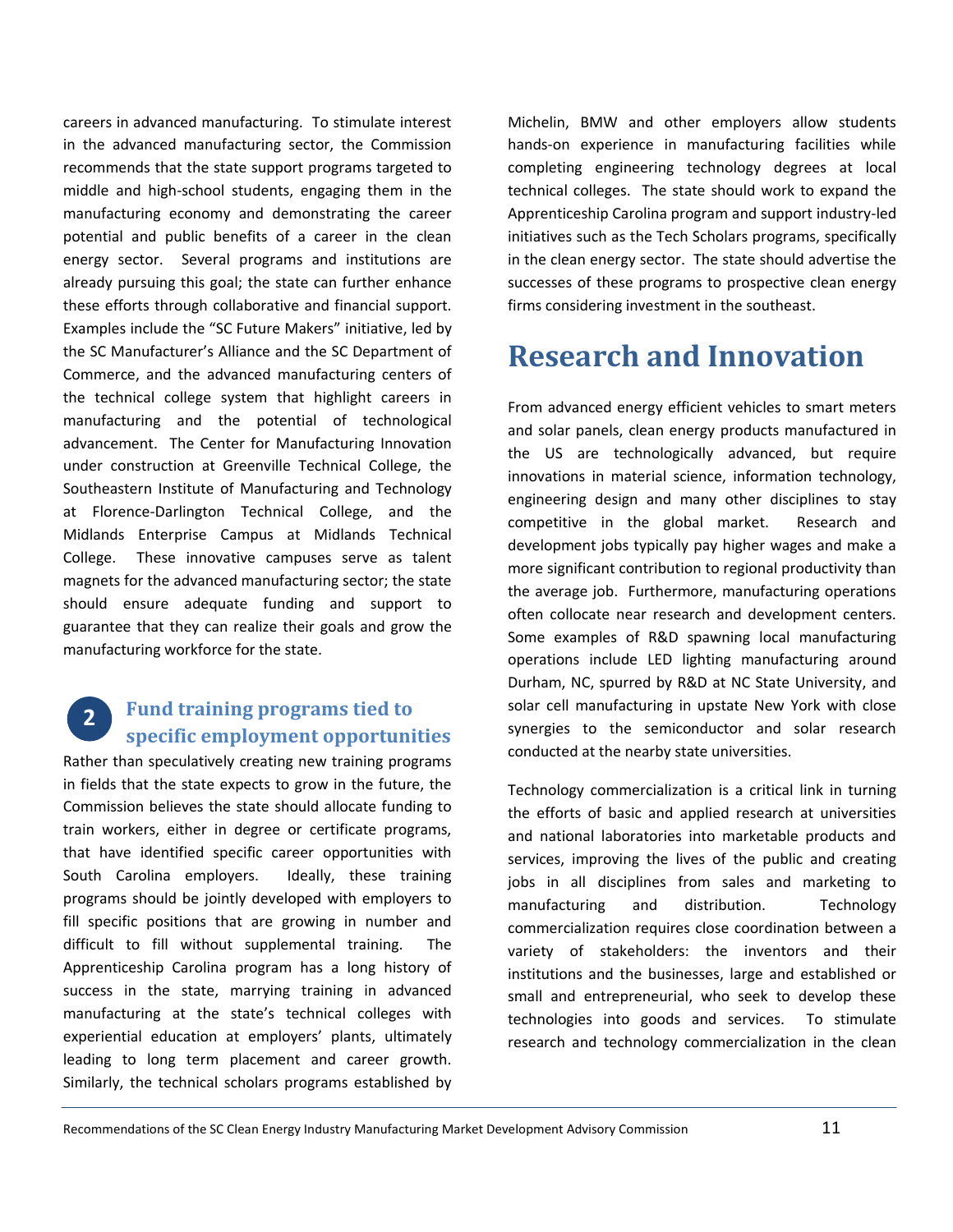careers in advanced manufacturing. To stimulate interest in the advanced manufacturing sector, the Commission recommends that the state support programs targeted to middle and high-school students, engaging them in the manufacturing economy and demonstrating the career potential and public benefits of a career in the clean energy sector. Several programs and institutions are already pursuing this goal; the state can further enhance these efforts through collaborative and financial support. Examples include the "SC Future Makers" initiative, led by the SC Manufacturer's Alliance and the SC Department of Commerce, and the advanced manufacturing centers of the technical college system that highlight careers in manufacturing and the potential of technological advancement. The Center for Manufacturing Innovation under construction at Greenville Technical College, the Southeastern Institute of Manufacturing and Technology at Florence-Darlington Technical College, and the Midlands Enterprise Campus at Midlands Technical College. These innovative campuses serve as talent magnets for the advanced manufacturing sector; the state should ensure adequate funding and support to guarantee that they can realize their goals and grow the manufacturing workforce for the state.

### 2 Fund training programs tied to specific employment opportunities

Rather than speculatively creating new training programs in fields that the state expects to grow in the future, the Commission believes the state should allocate funding to train workers, either in degree or certificate programs, that have identified specific career opportunities with South Carolina employers. Ideally, these training programs should be jointly developed with employers to fill specific positions that are growing in number and difficult to fill without supplemental training. The Apprenticeship Carolina program has a long history of success in the state, marrying training in advanced manufacturing at the state's technical colleges with experiential education at employers' plants, ultimately leading to long term placement and career growth. Similarly, the technical scholars programs established by Michelin, BMW and other employers allow students hands-on experience in manufacturing facilities while completing engineering technology degrees at local technical colleges. The state should work to expand the Apprenticeship Carolina program and support industry-led initiatives such as the Tech Scholars programs, specifically in the clean energy sector. The state should advertise the successes of these programs to prospective clean energy firms considering investment in the southeast.

# Research and Innovation

From advanced energy efficient vehicles to smart meters and solar panels, clean energy products manufactured in the US are technologically advanced, but require innovations in material science, information technology, engineering design and many other disciplines to stay competitive in the global market. Research and development jobs typically pay higher wages and make a more significant contribution to regional productivity than the average job. Furthermore, manufacturing operations often collocate near research and development centers. Some examples of R&D spawning local manufacturing operations include LED lighting manufacturing around Durham, NC, spurred by R&D at NC State University, and solar cell manufacturing in upstate New York with close synergies to the semiconductor and solar research conducted at the nearby state universities.

Technology commercialization is a critical link in turning the efforts of basic and applied research at universities and national laboratories into marketable products and services, improving the lives of the public and creating jobs in all disciplines from sales and marketing to manufacturing and distribution. Technology commercialization requires close coordination between a variety of stakeholders: the inventors and their institutions and the businesses, large and established or small and entrepreneurial, who seek to develop these technologies into goods and services. To stimulate research and technology commercialization in the clean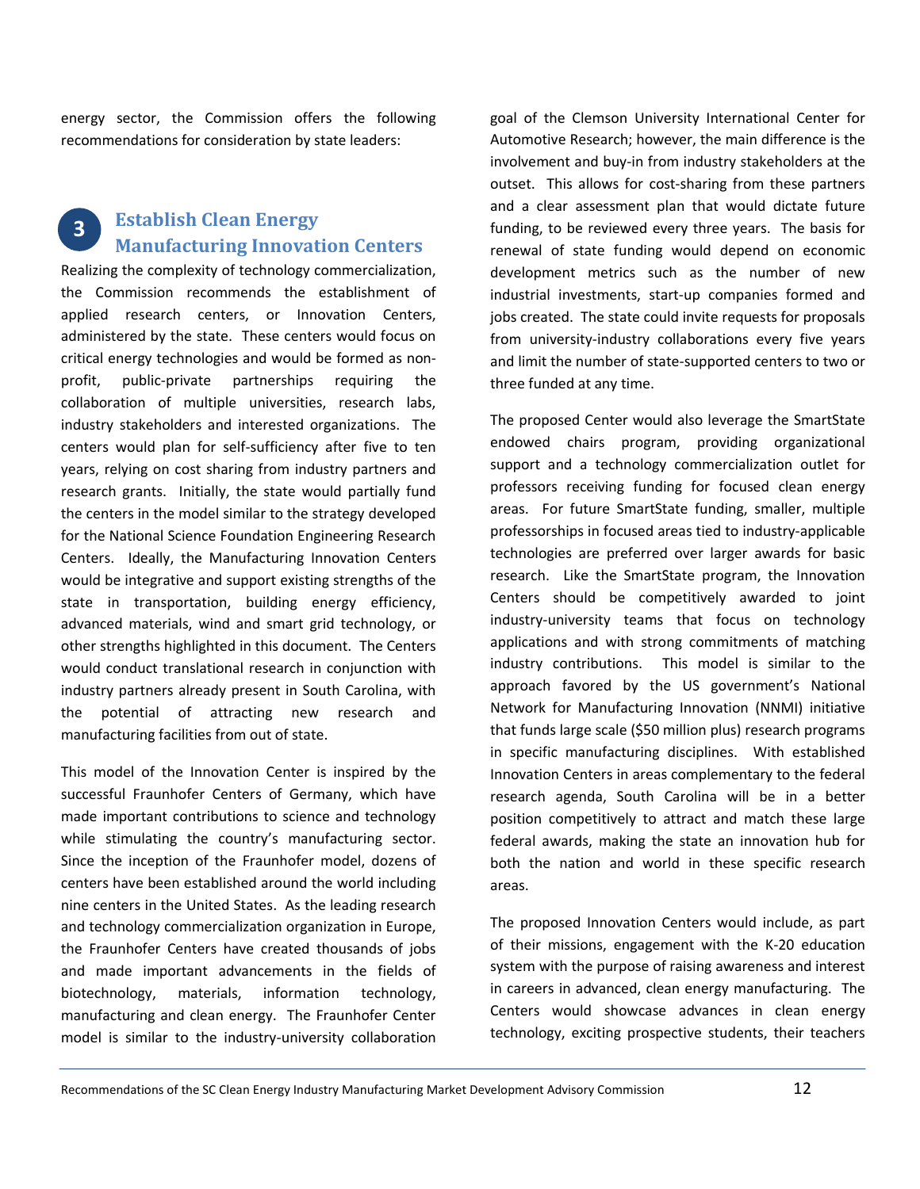energy sector, the Commission offers the following recommendations for consideration by state leaders:

## 3 Establish Clean Energy Manufacturing Innovation Centers

Realizing the complexity of technology commercialization, the Commission recommends the establishment of applied research centers, or Innovation Centers, administered by the state. These centers would focus on critical energy technologies and would be formed as non-profit, public-private partnerships requiring the collaboration of multiple universities, research labs, industry stakeholders and interested organizations. The centers would plan for self-sufficiency after five to ten years, relying on cost sharing from industry partners and research grants. Initially, the state would partially fund the centers in the model similar to the strategy developed for the National Science Foundation Engineering Research Centers. Ideally, the Manufacturing Innovation Centers would be integrative and support existing strengths of the state in transportation, building energy efficiency, advanced materials, wind and smart grid technology, or other strengths highlighted in this document. The Centers would conduct translational research in conjunction with industry partners already present in South Carolina, with the potential of attracting new research and manufacturing facilities from out of state.

This model of the Innovation Center is inspired by the successful Fraunhofer Centers of Germany, which have made important contributions to science and technology while stimulating the country's manufacturing sector. Since the inception of the Fraunhofer model, dozens of centers have been established around the world including nine centers in the United States. As the leading research and technology commercialization organization in Europe, the Fraunhofer Centers have created thousands of jobs and made important advancements in the fields of biotechnology, materials, information technology, manufacturing and clean energy. The Fraunhofer Center model is similar to the industry-university collaboration goal of the Clemson University International Center for Automotive Research; however, the main difference is the involvement and buy-in from industry stakeholders at the outset. This allows for cost-sharing from these partners and a clear assessment plan that would dictate future funding, to be reviewed every three years. The basis for renewal of state funding would depend on economic development metrics such as the number of new industrial investments, start-up companies formed and jobs created. The state could invite requests for proposals from university-industry collaborations every five years and limit the number of state-supported centers to two or three funded at any time.

The proposed Center would also leverage the SmartState endowed chairs program, providing organizational support and a technology commercialization outlet for professors receiving funding for focused clean energy areas. For future SmartState funding, smaller, multiple professorships in focused areas tied to industry-applicable technologies are preferred over larger awards for basic research. Like the SmartState program, the Innovation Centers should be competitively awarded to joint industry-university teams that focus on technology applications and with strong commitments of matching industry contributions. This model is similar to the approach favored by the US government's National Network for Manufacturing Innovation (NNMI) initiative that funds large scale ($50 million plus) research programs in specific manufacturing disciplines. With established Innovation Centers in areas complementary to the federal research agenda, South Carolina will be in a better position competitively to attract and match these large federal awards, making the state an innovation hub for both the nation and world in these specific research areas.

The proposed Innovation Centers would include, as part of their missions, engagement with the K-20 education system with the purpose of raising awareness and interest in careers in advanced, clean energy manufacturing. The Centers would showcase advances in clean energy technology, exciting prospective students, their teachers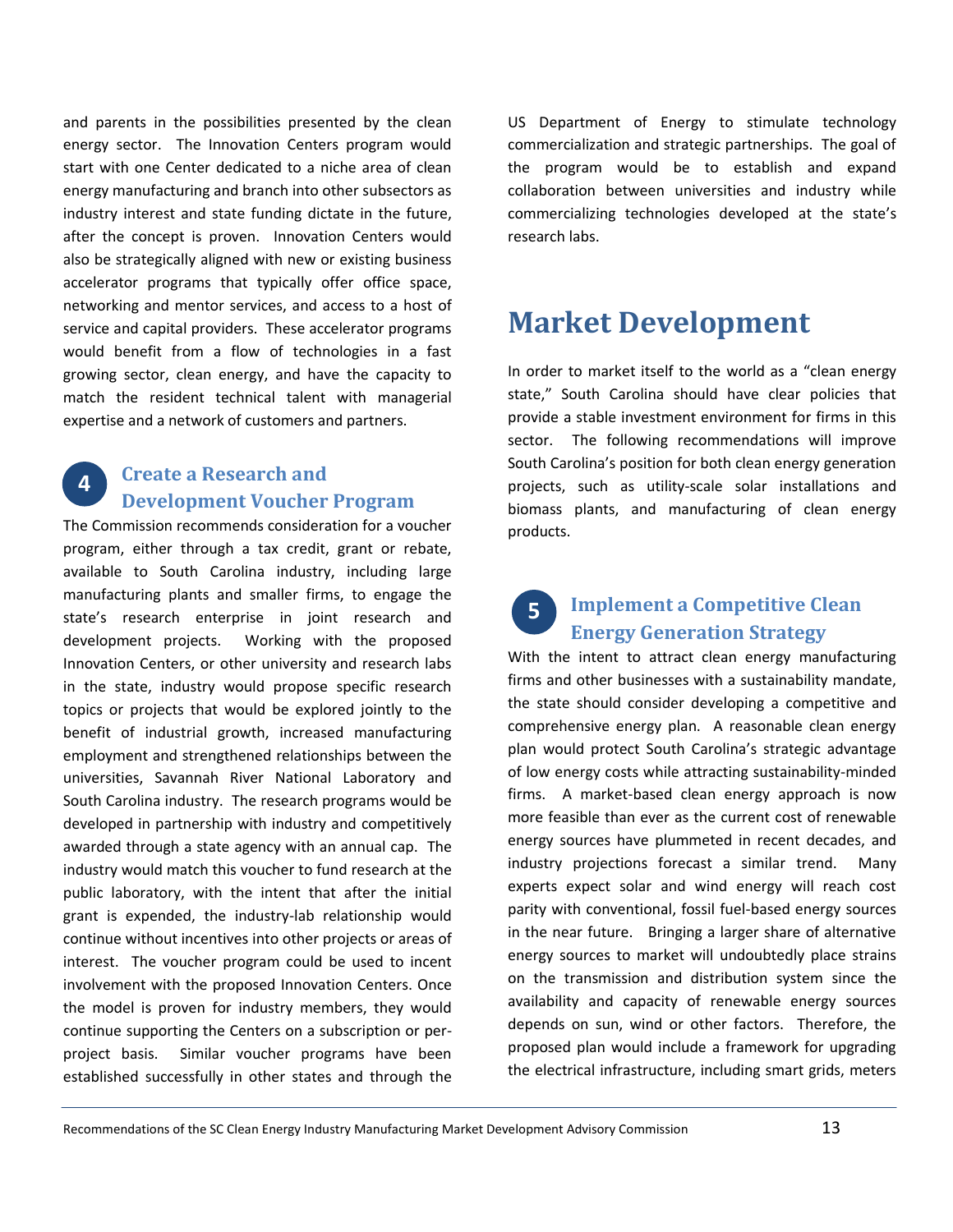and parents in the possibilities presented by the clean energy sector. The Innovation Centers program would start with one Center dedicated to a niche area of clean energy manufacturing and branch into other subsectors as industry interest and state funding dictate in the future, after the concept is proven. Innovation Centers would also be strategically aligned with new or existing business accelerator programs that typically offer office space, networking and mentor services, and access to a host of service and capital providers. These accelerator programs would benefit from a flow of technologies in a fast growing sector, clean energy, and have the capacity to match the resident technical talent with managerial expertise and a network of customers and partners.

### 4 Create a Research and Development Voucher Program

The Commission recommends consideration for a voucher program, either through a tax credit, grant or rebate, available to South Carolina industry, including large manufacturing plants and smaller firms, to engage the state's research enterprise in joint research and development projects. Working with the proposed Innovation Centers, or other university and research labs in the state, industry would propose specific research topics or projects that would be explored jointly to the benefit of industrial growth, increased manufacturing employment and strengthened relationships between the universities, Savannah River National Laboratory and South Carolina industry. The research programs would be developed in partnership with industry and competitively awarded through a state agency with an annual cap. The industry would match this voucher to fund research at the public laboratory, with the intent that after the initial grant is expended, the industry-lab relationship would continue without incentives into other projects or areas of interest. The voucher program could be used to incent involvement with the proposed Innovation Centers. Once the model is proven for industry members, they would continue supporting the Centers on a subscription or per-project basis. Similar voucher programs have been established successfully in other states and through the US Department of Energy to stimulate technology commercialization and strategic partnerships. The goal of the program would be to establish and expand collaboration between universities and industry while commercializing technologies developed at the state's research labs.

## Market Development

In order to market itself to the world as a "clean energy state," South Carolina should have clear policies that provide a stable investment environment for firms in this sector. The following recommendations will improve South Carolina's position for both clean energy generation projects, such as utility-scale solar installations and biomass plants, and manufacturing of clean energy products.

### 5 Implement a Competitive Clean Energy Generation Strategy

With the intent to attract clean energy manufacturing firms and other businesses with a sustainability mandate, the state should consider developing a competitive and comprehensive energy plan. A reasonable clean energy plan would protect South Carolina's strategic advantage of low energy costs while attracting sustainability-minded firms. A market-based clean energy approach is now more feasible than ever as the current cost of renewable energy sources have plummeted in recent decades, and industry projections forecast a similar trend. Many experts expect solar and wind energy will reach cost parity with conventional, fossil fuel-based energy sources in the near future. Bringing a larger share of alternative energy sources to market will undoubtedly place strains on the transmission and distribution system since the availability and capacity of renewable energy sources depends on sun, wind or other factors. Therefore, the proposed plan would include a framework for upgrading the electrical infrastructure, including smart grids, meters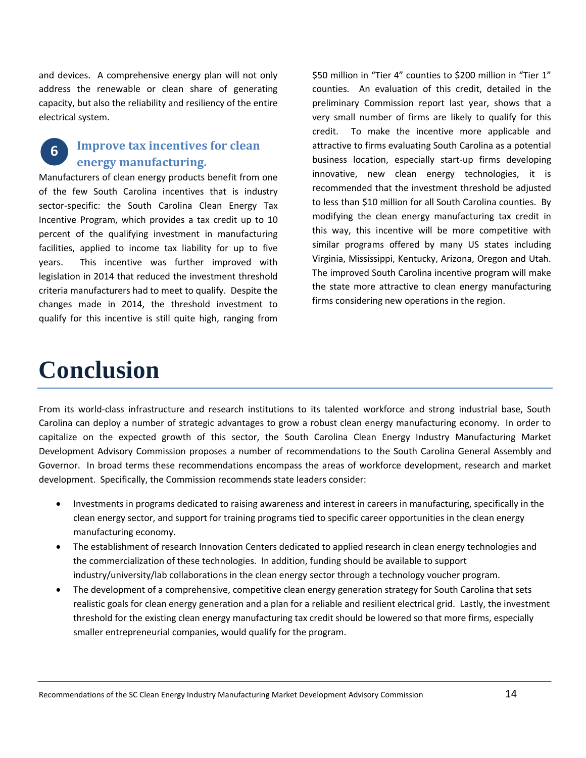and devices. A comprehensive energy plan will not only address the renewable or clean share of generating capacity, but also the reliability and resiliency of the entire electrical system.

### 6 Improve tax incentives for clean energy manufacturing.

Manufacturers of clean energy products benefit from one of the few South Carolina incentives that is industry sector-specific: the South Carolina Clean Energy Tax Incentive Program, which provides a tax credit up to 10 percent of the qualifying investment in manufacturing facilities, applied to income tax liability for up to five years. This incentive was further improved with legislation in 2014 that reduced the investment threshold criteria manufacturers had to meet to qualify. Despite the changes made in 2014, the threshold investment to qualify for this incentive is still quite high, ranging from $50 million in "Tier 4" counties to $200 million in "Tier 1" counties. An evaluation of this credit, detailed in the preliminary Commission report last year, shows that a very small number of firms are likely to qualify for this credit. To make the incentive more applicable and attractive to firms evaluating South Carolina as a potential business location, especially start-up firms developing innovative, new clean energy technologies, it is recommended that the investment threshold be adjusted to less than $10 million for all South Carolina counties. By modifying the clean energy manufacturing tax credit in this way, this incentive will be more competitive with similar programs offered by many US states including Virginia, Mississippi, Kentucky, Arizona, Oregon and Utah. The improved South Carolina incentive program will make the state more attractive to clean energy manufacturing firms considering new operations in the region.

# Conclusion

From its world-class infrastructure and research institutions to its talented workforce and strong industrial base, South Carolina can deploy a number of strategic advantages to grow a robust clean energy manufacturing economy. In order to capitalize on the expected growth of this sector, the South Carolina Clean Energy Industry Manufacturing Market Development Advisory Commission proposes a number of recommendations to the South Carolina General Assembly and Governor. In broad terms these recommendations encompass the areas of workforce development, research and market development. Specifically, the Commission recommends state leaders consider:

- Investments in programs dedicated to raising awareness and interest in careers in manufacturing, specifically in the clean energy sector, and support for training programs tied to specific career opportunities in the clean energy manufacturing economy.
- The establishment of research Innovation Centers dedicated to applied research in clean energy technologies and the commercialization of these technologies. In addition, funding should be available to support industry/university/lab collaborations in the clean energy sector through a technology voucher program.
- The development of a comprehensive, competitive clean energy generation strategy for South Carolina that sets realistic goals for clean energy generation and a plan for a reliable and resilient electrical grid. Lastly, the investment threshold for the existing clean energy manufacturing tax credit should be lowered so that more firms, especially smaller entrepreneurial companies, would qualify for the program.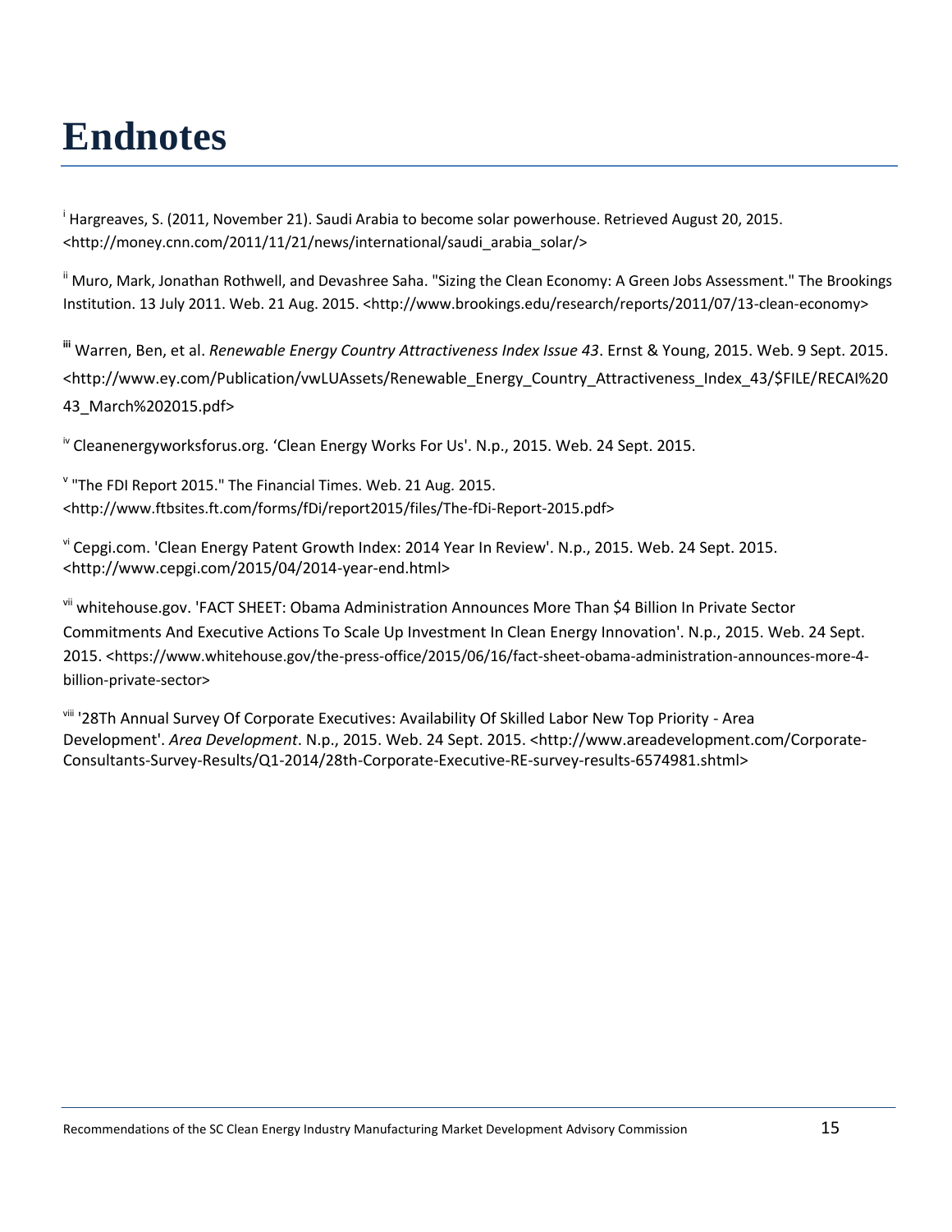# Endnotes

[i] Hargreaves, S. (2011, November 21). Saudi Arabia to become solar powerhouse. Retrieved August 20, 2015. <http://money.cnn.com/2011/11/21/news/international/saudi_arabia_solar/>

[ii] Muro, Mark, Jonathan Rothwell, and Devashree Saha. "Sizing the Clean Economy: A Green Jobs Assessment." The Brookings Institution. 13 July 2011. Web. 21 Aug. 2015. <http://www.brookings.edu/research/reports/2011/07/13-clean-economy>

[iii] Warren, Ben, et al. *Renewable Energy Country Attractiveness Index Issue 43*. Ernst & Young, 2015. Web. 9 Sept. 2015. <http://www.ey.com/Publication/vwLUAssets/Renewable_Energy_Country_Attractiveness_Index_43/$FILE/RECAI%2043_March%202015.pdf>

[iv] Cleanenergyworksforus.org. 'Clean Energy Works For Us'. N.p., 2015. Web. 24 Sept. 2015.

[v] "The FDI Report 2015." The Financial Times. Web. 21 Aug. 2015. <http://www.ftbsites.ft.com/forms/fDi/report2015/files/The-fDi-Report-2015.pdf>

[vi] Cepgi.com. 'Clean Energy Patent Growth Index: 2014 Year In Review'. N.p., 2015. Web. 24 Sept. 2015. <http://www.cepgi.com/2015/04/2014-year-end.html>

[vii] whitehouse.gov. 'FACT SHEET: Obama Administration Announces More Than $4 Billion In Private Sector Commitments And Executive Actions To Scale Up Investment In Clean Energy Innovation'. N.p., 2015. Web. 24 Sept. 2015. <https://www.whitehouse.gov/the-press-office/2015/06/16/fact-sheet-obama-administration-announces-more-4-billion-private-sector>

[viii] '28Th Annual Survey Of Corporate Executives: Availability Of Skilled Labor New Top Priority - Area Development'. *Area Development*. N.p., 2015. Web. 24 Sept. 2015. <http://www.areadevelopment.com/Corporate-Consultants-Survey-Results/Q1-2014/28th-Corporate-Executive-RE-survey-results-6574981.shtml>